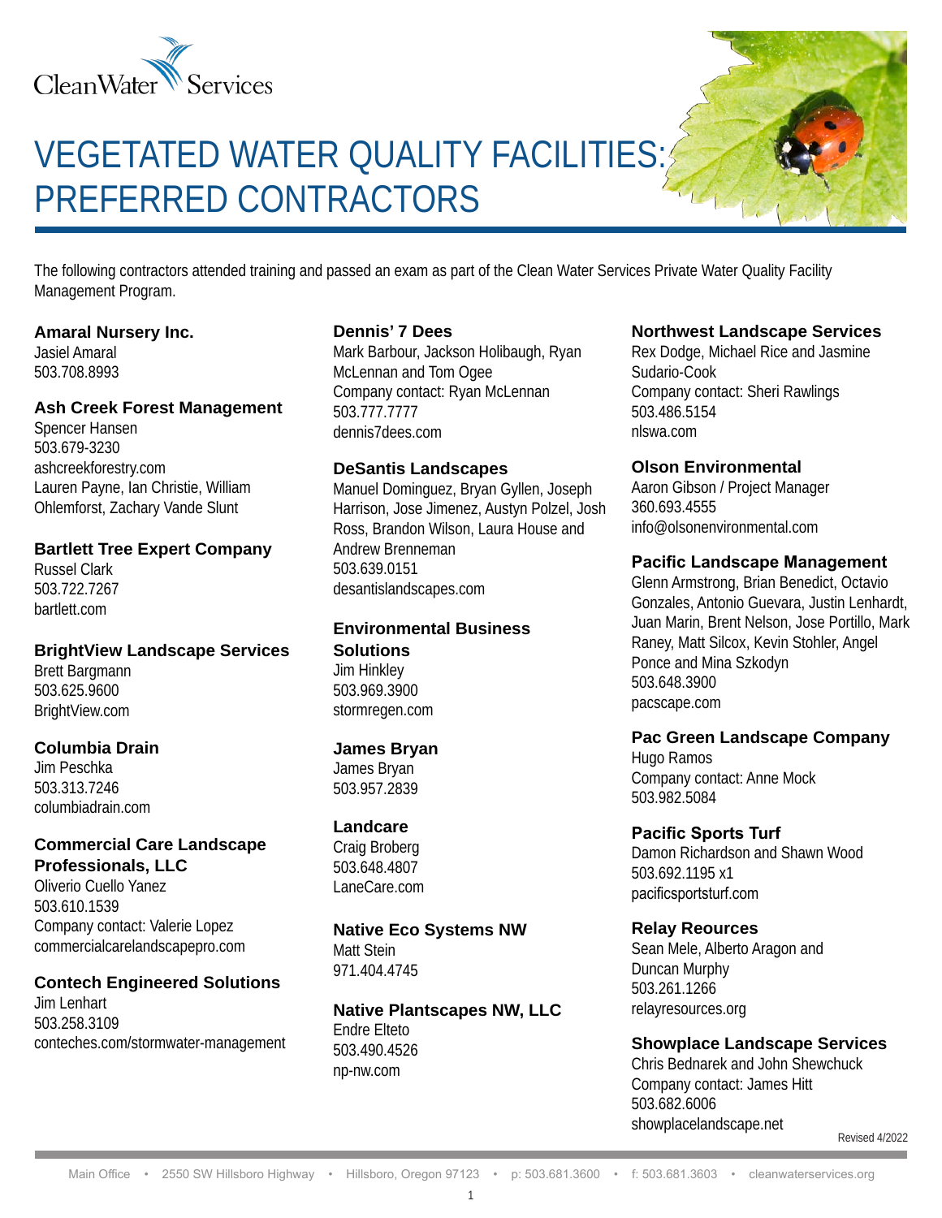# VEGETATED WATER QUALITY FACILITIES: PREFERRED CONTRACTORS

The following contractors attended training and passed an exam as part of the Clean Water Services Private Water Quality Facility Management Program.

**Amaral Nursery Inc.**
Jasiel Amaral
503.708.8993

**Ash Creek Forest Management**
Spencer Hansen
503.679-3230
ashcreekforestry.com
Lauren Payne, Ian Christie, William Ohlemforst, Zachary Vande Slunt

**Bartlett Tree Expert Company**
Russel Clark
503.722.7267
bartlett.com

**BrightView Landscape Services**
Brett Bargmann
503.625.9600
BrightView.com

**Columbia Drain**
Jim Peschka
503.313.7246
columbiadrain.com

**Commercial Care Landscape Professionals, LLC**
Oliverio Cuello Yanez
503.610.1539
Company contact: Valerie Lopez
commercialcarelandscapepro.com

**Contech Engineered Solutions**
Jim Lenhart
503.258.3109
conteches.com/stormwater-management

**Dennis' 7 Dees**
Mark Barbour, Jackson Holibaugh, Ryan McLennan and Tom Ogee
Company contact: Ryan McLennan
503.777.7777
dennis7dees.com

**DeSantis Landscapes**
Manuel Dominguez, Bryan Gyllen, Joseph Harrison, Jose Jimenez, Austyn Polzel, Josh Ross, Brandon Wilson, Laura House and Andrew Brenneman
503.639.0151
desantislandscapes.com

**Environmental Business Solutions**
Jim Hinkley
503.969.3900
stormregen.com

**James Bryan**
James Bryan
503.957.2839

**Landcare**
Craig Broberg
503.648.4807
LaneCare.com

**Native Eco Systems NW**
Matt Stein
971.404.4745

**Native Plantscapes NW, LLC**
Endre Elteto
503.490.4526
np-nw.com

**Northwest Landscape Services**
Rex Dodge, Michael Rice and Jasmine Sudario-Cook
Company contact: Sheri Rawlings
503.486.5154
nlswa.com

**Olson Environmental**
Aaron Gibson / Project Manager
360.693.4555
info@olsonenvironmental.com

**Pacific Landscape Management**
Glenn Armstrong, Brian Benedict, Octavio Gonzales, Antonio Guevara, Justin Lenhardt, Juan Marin, Brent Nelson, Jose Portillo, Mark Raney, Matt Silcox, Kevin Stohler, Angel Ponce and Mina Szkodyn
503.648.3900
pacscape.com

**Pac Green Landscape Company**
Hugo Ramos
Company contact: Anne Mock
503.982.5084

**Pacific Sports Turf**
Damon Richardson and Shawn Wood
503.692.1195 x1
pacificsportsturf.com

**Relay Reources**
Sean Mele, Alberto Aragon and Duncan Murphy
503.261.1266
relayresources.org

**Showplace Landscape Services**
Chris Bednarek and John Shewchuck
Company contact: James Hitt
503.682.6006
showplacelandscape.net

Revised 4/2022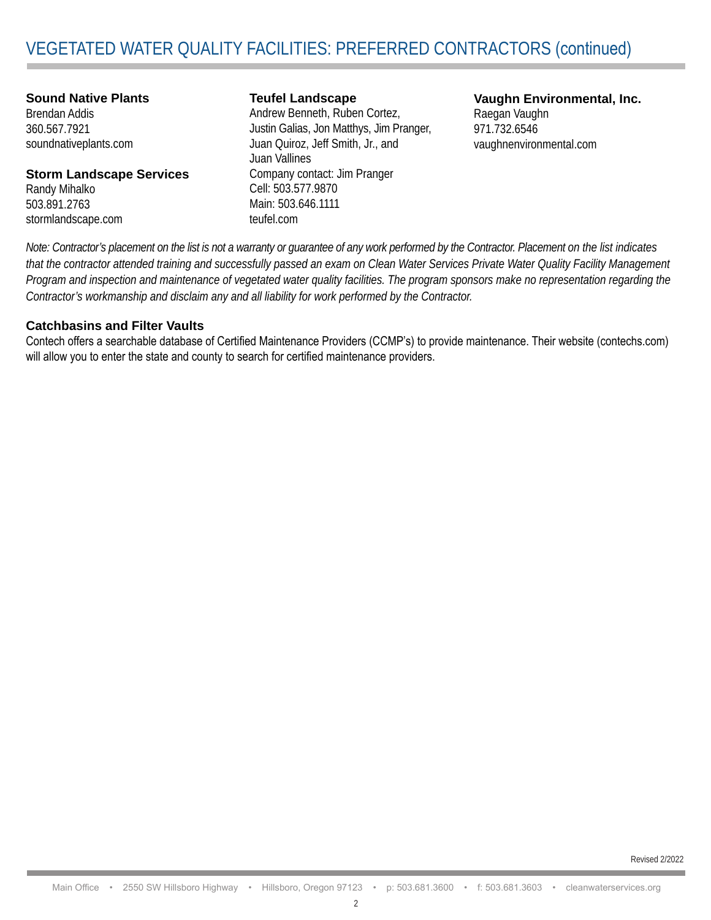# VEGETATED WATER QUALITY FACILITIES: PREFERRED CONTRACTORS (continued)

**Sound Native Plants**
Brendan Addis
360.567.7921
soundnativeplants.com

**Storm Landscape Services**
Randy Mihalko
503.891.2763
stormlandscape.com

**Teufel Landscape**
Andrew Benneth, Ruben Cortez, Justin Galias, Jon Matthys, Jim Pranger, Juan Quiroz, Jeff Smith, Jr., and Juan Vallines
Company contact: Jim Pranger
Cell: 503.577.9870
Main: 503.646.1111
teufel.com

**Vaughn Environmental, Inc.**
Raegan Vaughn
971.732.6546
vaughnenvironmental.com

*Note: Contractor's placement on the list is not a warranty or guarantee of any work performed by the Contractor. Placement on the list indicates that the contractor attended training and successfully passed an exam on Clean Water Services Private Water Quality Facility Management Program and inspection and maintenance of vegetated water quality facilities. The program sponsors make no representation regarding the Contractor's workmanship and disclaim any and all liability for work performed by the Contractor.*

**Catchbasins and Filter Vaults**

Contech offers a searchable database of Certified Maintenance Providers (CCMP's) to provide maintenance. Their website (contechs.com) will allow you to enter the state and county to search for certified maintenance providers.

Revised 2/2022

Main Office • 2550 SW Hillsboro Highway • Hillsboro, Oregon 97123 • p: 503.681.3600 • f: 503.681.3603 • cleanwaterservices.org